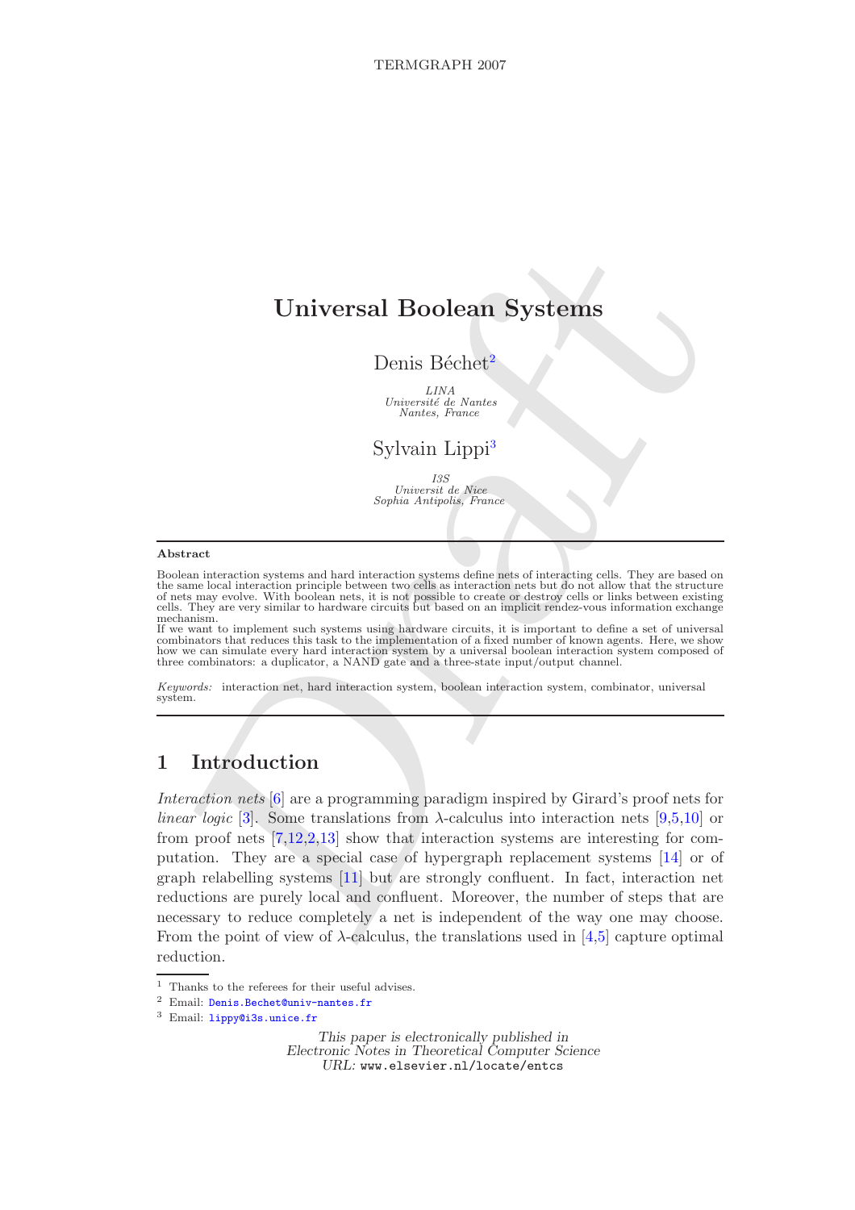# Universal Boolean Systems

Denis Béchet[2]

*LINA*
*Université de Nantes*
*Nantes, France*

Sylvain Lippi[3]

*I3S*
*Universit de Nice*
*Sophia Antipolis, France*

---

**Abstract**

Boolean interaction systems and hard interaction systems define nets of interacting cells. They are based on the same local interaction principle between two cells as interaction nets but do not allow that the structure of nets may evolve. With boolean nets, it is not possible to create or destroy cells or links between existing cells. They are very similar to hardware circuits but based on an implicit rendez-vous information exchange mechanism.
If we want to implement such systems using hardware circuits, it is important to define a set of universal combinators that reduces this task to the implementation of a fixed number of known agents. Here, we show how we can simulate every hard interaction system by a universal boolean interaction system composed of three combinators: a duplicator, a NAND gate and a three-state input/output channel.

*Keywords:* interaction net, hard interaction system, boolean interaction system, combinator, universal system.

---

## 1 Introduction

*Interaction nets* [6] are a programming paradigm inspired by Girard's proof nets for *linear logic* [3]. Some translations from $\lambda$-calculus into interaction nets [9,5,10] or from proof nets [7,12,2,13] show that interaction systems are interesting for computation. They are a special case of hypergraph replacement systems [14] or of graph relabelling systems [11] but are strongly confluent. In fact, interaction net reductions are purely local and confluent. Moreover, the number of steps that are necessary to reduce completely a net is independent of the way one may choose. From the point of view of $\lambda$-calculus, the translations used in [4,5] capture optimal reduction.

---

[1] Thanks to the referees for their useful advises.
[2] Email: Denis.Bechet@univ-nantes.fr
[3] Email: lippy@i3s.unice.fr

*This paper is electronically published in*
*Electronic Notes in Theoretical Computer Science*
*URL:* www.elsevier.nl/locate/entcs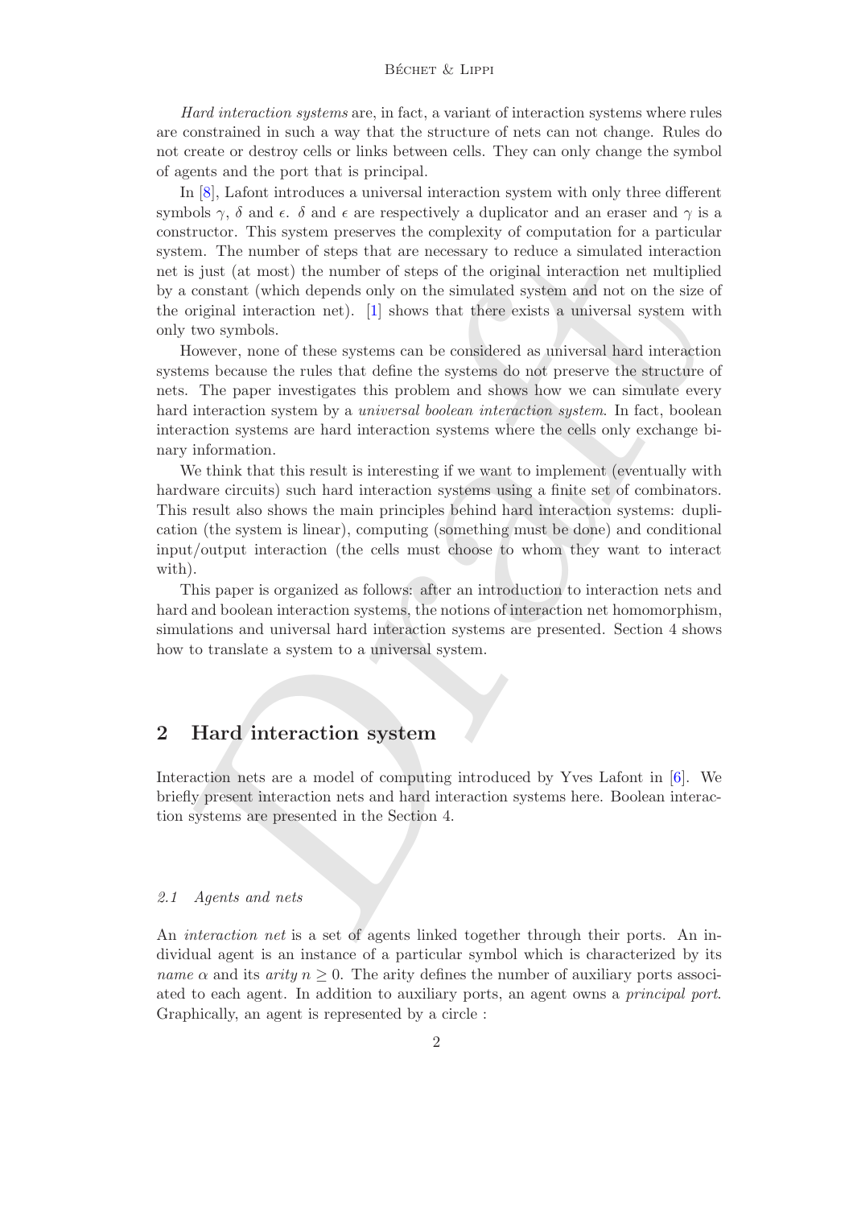*Hard interaction systems* are, in fact, a variant of interaction systems where rules are constrained in such a way that the structure of nets can not change. Rules do not create or destroy cells or links between cells. They can only change the symbol of agents and the port that is principal.

In [8], Lafont introduces a universal interaction system with only three different symbols $\gamma$, $\delta$ and $\epsilon$. $\delta$ and $\epsilon$ are respectively a duplicator and an eraser and $\gamma$ is a constructor. This system preserves the complexity of computation for a particular system. The number of steps that are necessary to reduce a simulated interaction net is just (at most) the number of steps of the original interaction net multiplied by a constant (which depends only on the simulated system and not on the size of the original interaction net). [1] shows that there exists a universal system with only two symbols.

However, none of these systems can be considered as universal hard interaction systems because the rules that define the systems do not preserve the structure of nets. The paper investigates this problem and shows how we can simulate every hard interaction system by a *universal boolean interaction system*. In fact, boolean interaction systems are hard interaction systems where the cells only exchange binary information.

We think that this result is interesting if we want to implement (eventually with hardware circuits) such hard interaction systems using a finite set of combinators. This result also shows the main principles behind hard interaction systems: duplication (the system is linear), computing (something must be done) and conditional input/output interaction (the cells must choose to whom they want to interact with).

This paper is organized as follows: after an introduction to interaction nets and hard and boolean interaction systems, the notions of interaction net homomorphism, simulations and universal hard interaction systems are presented. Section 4 shows how to translate a system to a universal system.

## 2 Hard interaction system

Interaction nets are a model of computing introduced by Yves Lafont in [6]. We briefly present interaction nets and hard interaction systems here. Boolean interaction systems are presented in the Section 4.

### *2.1 Agents and nets*

An *interaction net* is a set of agents linked together through their ports. An individual agent is an instance of a particular symbol which is characterized by its *name* $\alpha$ and its *arity* $n \geq 0$. The arity defines the number of auxiliary ports associated to each agent. In addition to auxiliary ports, an agent owns a *principal port*. Graphically, an agent is represented by a circle :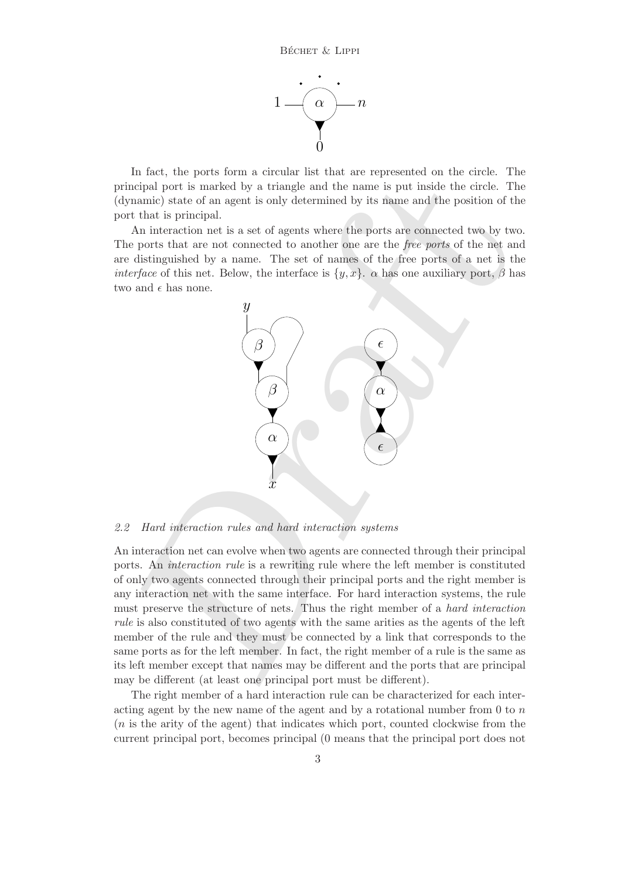In fact, the ports form a circular list that are represented on the circle. The principal port is marked by a triangle and the name is put inside the circle. The (dynamic) state of an agent is only determined by its name and the position of the port that is principal.

An interaction net is a set of agents where the ports are connected two by two. The ports that are not connected to another one are the *free ports* of the net and are distinguished by a name. The set of names of the free ports of a net is the *interface* of this net. Below, the interface is $\{y, x\}$. $\alpha$ has one auxiliary port, $\beta$ has two and $\epsilon$ has none.

### 2.2 Hard interaction rules and hard interaction systems

An interaction net can evolve when two agents are connected through their principal ports. An *interaction rule* is a rewriting rule where the left member is constituted of only two agents connected through their principal ports and the right member is any interaction net with the same interface. For hard interaction systems, the rule must preserve the structure of nets. Thus the right member of a *hard interaction rule* is also constituted of two agents with the same arities as the agents of the left member of the rule and they must be connected by a link that corresponds to the same ports as for the left member. In fact, the right member of a rule is the same as its left member except that names may be different and the ports that are principal may be different (at least one principal port must be different).

The right member of a hard interaction rule can be characterized for each interacting agent by the new name of the agent and by a rotational number from 0 to $n$ ($n$ is the arity of the agent) that indicates which port, counted clockwise from the current principal port, becomes principal (0 means that the principal port does not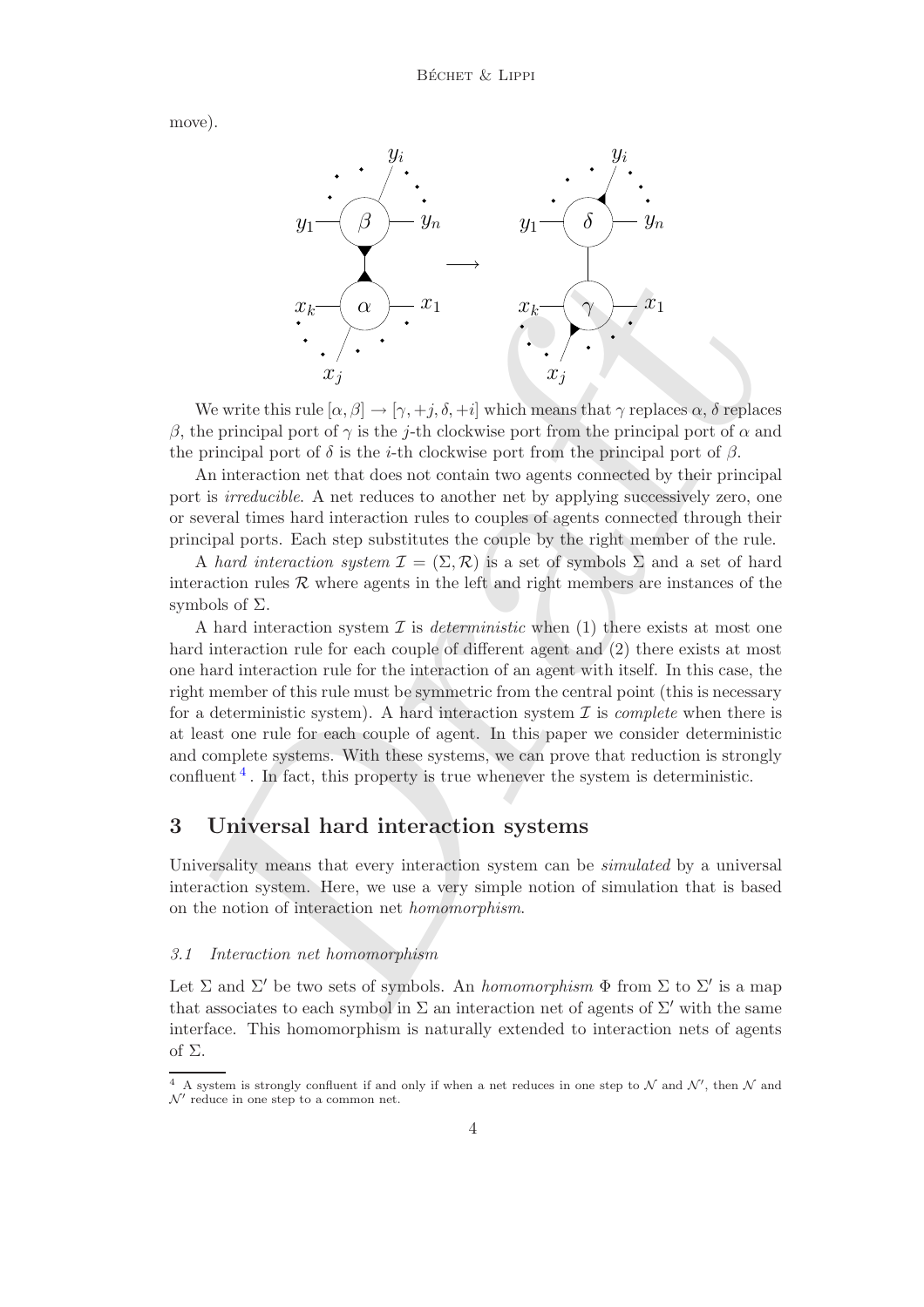move).

We write this rule $[\alpha, \beta] \rightarrow [\gamma, +j, \delta, +i]$ which means that $\gamma$ replaces $\alpha$, $\delta$ replaces $\beta$, the principal port of $\gamma$ is the $j$-th clockwise port from the principal port of $\alpha$ and the principal port of $\delta$ is the $i$-th clockwise port from the principal port of $\beta$.

An interaction net that does not contain two agents connected by their principal port is *irreducible*. A net reduces to another net by applying successively zero, one or several times hard interaction rules to couples of agents connected through their principal ports. Each step substitutes the couple by the right member of the rule.

A *hard interaction system* $\mathcal{I} = (\Sigma, \mathcal{R})$ is a set of symbols $\Sigma$ and a set of hard interaction rules $\mathcal{R}$ where agents in the left and right members are instances of the symbols of $\Sigma$.

A hard interaction system $\mathcal{I}$ is *deterministic* when (1) there exists at most one hard interaction rule for each couple of different agent and (2) there exists at most one hard interaction rule for the interaction of an agent with itself. In this case, the right member of this rule must be symmetric from the central point (this is necessary for a deterministic system). A hard interaction system $\mathcal{I}$ is *complete* when there is at least one rule for each couple of agent. In this paper we consider deterministic and complete systems. With these systems, we can prove that reduction is strongly confluent [4]. In fact, this property is true whenever the system is deterministic.

## 3 Universal hard interaction systems

Universality means that every interaction system can be *simulated* by a universal interaction system. Here, we use a very simple notion of simulation that is based on the notion of interaction net *homomorphism*.

### 3.1 Interaction net homomorphism

Let $\Sigma$ and $\Sigma'$ be two sets of symbols. An *homomorphism* $\Phi$ from $\Sigma$ to $\Sigma'$ is a map that associates to each symbol in $\Sigma$ an interaction net of agents of $\Sigma'$ with the same interface. This homomorphism is naturally extended to interaction nets of agents of $\Sigma$.

[4] A system is strongly confluent if and only if when a net reduces in one step to $\mathcal{N}$ and $\mathcal{N}'$, then $\mathcal{N}$ and $\mathcal{N}'$ reduce in one step to a common net.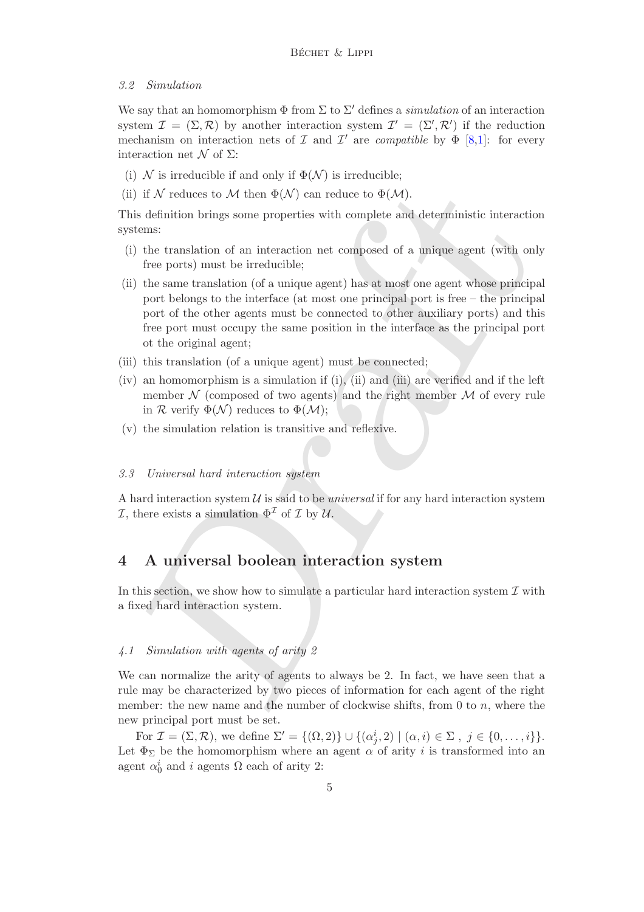### 3.2 Simulation

We say that an homomorphism $\Phi$ from $\Sigma$ to $\Sigma'$ defines a *simulation* of an interaction system $\mathcal{I} = (\Sigma, \mathcal{R})$ by another interaction system $\mathcal{I}' = (\Sigma', \mathcal{R}')$ if the reduction mechanism on interaction nets of $\mathcal{I}$ and $\mathcal{I}'$ are *compatible* by $\Phi$ [8,1]: for every interaction net $\mathcal{N}$ of $\Sigma$:

(i) $\mathcal{N}$ is irreducible if and only if $\Phi(\mathcal{N})$ is irreducible;
(ii) if $\mathcal{N}$ reduces to $\mathcal{M}$ then $\Phi(\mathcal{N})$ can reduce to $\Phi(\mathcal{M})$.

This definition brings some properties with complete and deterministic interaction systems:

(i) the translation of an interaction net composed of a unique agent (with only free ports) must be irreducible;
(ii) the same translation (of a unique agent) has at most one agent whose principal port belongs to the interface (at most one principal port is free – the principal port of the other agents must be connected to other auxiliary ports) and this free port must occupy the same position in the interface as the principal port ot the original agent;
(iii) this translation (of a unique agent) must be connected;
(iv) an homomorphism is a simulation if (i), (ii) and (iii) are verified and if the left member $\mathcal{N}$ (composed of two agents) and the right member $\mathcal{M}$ of every rule in $\mathcal{R}$ verify $\Phi(\mathcal{N})$ reduces to $\Phi(\mathcal{M})$;
(v) the simulation relation is transitive and reflexive.

### 3.3 Universal hard interaction system

A hard interaction system $\mathcal{U}$ is said to be *universal* if for any hard interaction system $\mathcal{I}$, there exists a simulation $\Phi^{\mathcal{I}}$ of $\mathcal{I}$ by $\mathcal{U}$.

## 4 A universal boolean interaction system

In this section, we show how to simulate a particular hard interaction system $\mathcal{I}$ with a fixed hard interaction system.

### 4.1 Simulation with agents of arity 2

We can normalize the arity of agents to always be 2. In fact, we have seen that a rule may be characterized by two pieces of information for each agent of the right member: the new name and the number of clockwise shifts, from 0 to $n$, where the new principal port must be set.

For $\mathcal{I} = (\Sigma, \mathcal{R})$, we define $\Sigma' = \{(\Omega, 2)\} \cup \{(\alpha^i_j, 2) \mid (\alpha, i) \in \Sigma\ ,\ j \in \{0, \ldots, i\}\}$. Let $\Phi_\Sigma$ be the homomorphism where an agent $\alpha$ of arity $i$ is transformed into an agent $\alpha^i_0$ and $i$ agents $\Omega$ each of arity 2: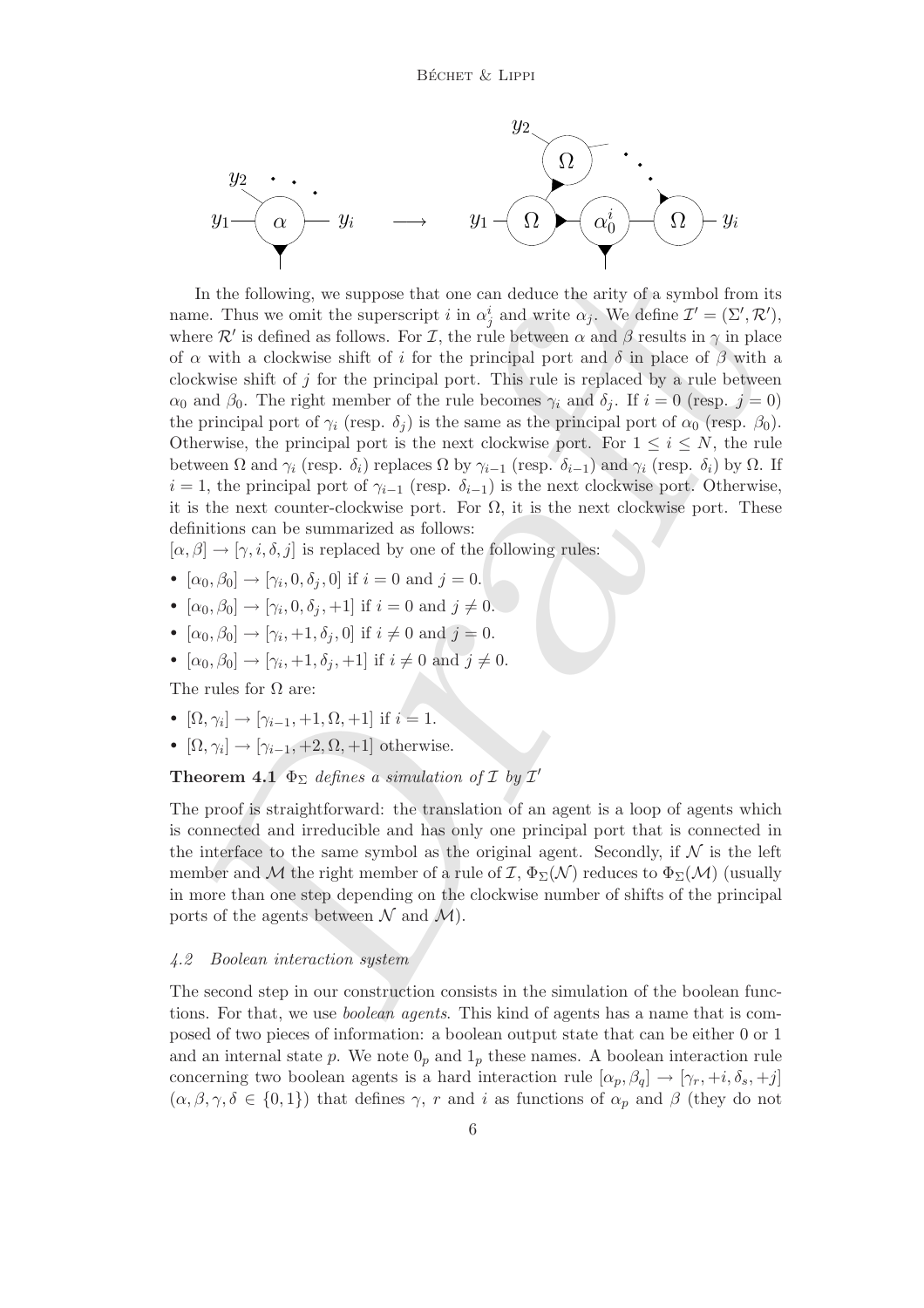In the following, we suppose that one can deduce the arity of a symbol from its name. Thus we omit the superscript $i$ in $\alpha^i_j$ and write $\alpha_j$. We define $\mathcal{I}' = (\Sigma', \mathcal{R}')$, where $\mathcal{R}'$ is defined as follows. For $\mathcal{I}$, the rule between $\alpha$ and $\beta$ results in $\gamma$ in place of $\alpha$ with a clockwise shift of $i$ for the principal port and $\delta$ in place of $\beta$ with a clockwise shift of $j$ for the principal port. This rule is replaced by a rule between $\alpha_0$ and $\beta_0$. The right member of the rule becomes $\gamma_i$ and $\delta_j$. If $i = 0$ (resp. $j = 0$) the principal port of $\gamma_i$ (resp. $\delta_j$) is the same as the principal port of $\alpha_0$ (resp. $\beta_0$). Otherwise, the principal port is the next clockwise port. For $1 \leq i \leq N$, the rule between $\Omega$ and $\gamma_i$ (resp. $\delta_i$) replaces $\Omega$ by $\gamma_{i-1}$ (resp. $\delta_{i-1}$) and $\gamma_i$ (resp. $\delta_i$) by $\Omega$. If $i = 1$, the principal port of $\gamma_{i-1}$ (resp. $\delta_{i-1}$) is the next clockwise port. Otherwise, it is the next counter-clockwise port. For $\Omega$, it is the next clockwise port. These definitions can be summarized as follows:

$[\alpha, \beta] \rightarrow [\gamma, i, \delta, j]$ is replaced by one of the following rules:

- $[\alpha_0, \beta_0] \rightarrow [\gamma_i, 0, \delta_j, 0]$ if $i = 0$ and $j = 0$.
- $[\alpha_0, \beta_0] \rightarrow [\gamma_i, 0, \delta_j, +1]$ if $i = 0$ and $j \neq 0$.
- $[\alpha_0, \beta_0] \rightarrow [\gamma_i, +1, \delta_j, 0]$ if $i \neq 0$ and $j = 0$.
- $[\alpha_0, \beta_0] \rightarrow [\gamma_i, +1, \delta_j, +1]$ if $i \neq 0$ and $j \neq 0$.

The rules for $\Omega$ are:

- $[\Omega, \gamma_i] \rightarrow [\gamma_{i-1}, +1, \Omega, +1]$ if $i = 1$.
- $[\Omega, \gamma_i] \rightarrow [\gamma_{i-1}, +2, \Omega, +1]$ otherwise.

**Theorem 4.1** *$\Phi_\Sigma$ defines a simulation of $\mathcal{I}$ by $\mathcal{I}'$*

The proof is straightforward: the translation of an agent is a loop of agents which is connected and irreducible and has only one principal port that is connected in the interface to the same symbol as the original agent. Secondly, if $\mathcal{N}$ is the left member and $\mathcal{M}$ the right member of a rule of $\mathcal{I}$, $\Phi_\Sigma(\mathcal{N})$ reduces to $\Phi_\Sigma(\mathcal{M})$ (usually in more than one step depending on the clockwise number of shifts of the principal ports of the agents between $\mathcal{N}$ and $\mathcal{M}$).

### *4.2 Boolean interaction system*

The second step in our construction consists in the simulation of the boolean functions. For that, we use *boolean agents*. This kind of agents has a name that is composed of two pieces of information: a boolean output state that can be either 0 or 1 and an internal state $p$. We note $0_p$ and $1_p$ these names. A boolean interaction rule concerning two boolean agents is a hard interaction rule $[\alpha_p, \beta_q] \rightarrow [\gamma_r, +i, \delta_s, +j]$ $(\alpha, \beta, \gamma, \delta \in \{0, 1\})$ that defines $\gamma$, $r$ and $i$ as functions of $\alpha_p$ and $\beta$ (they do not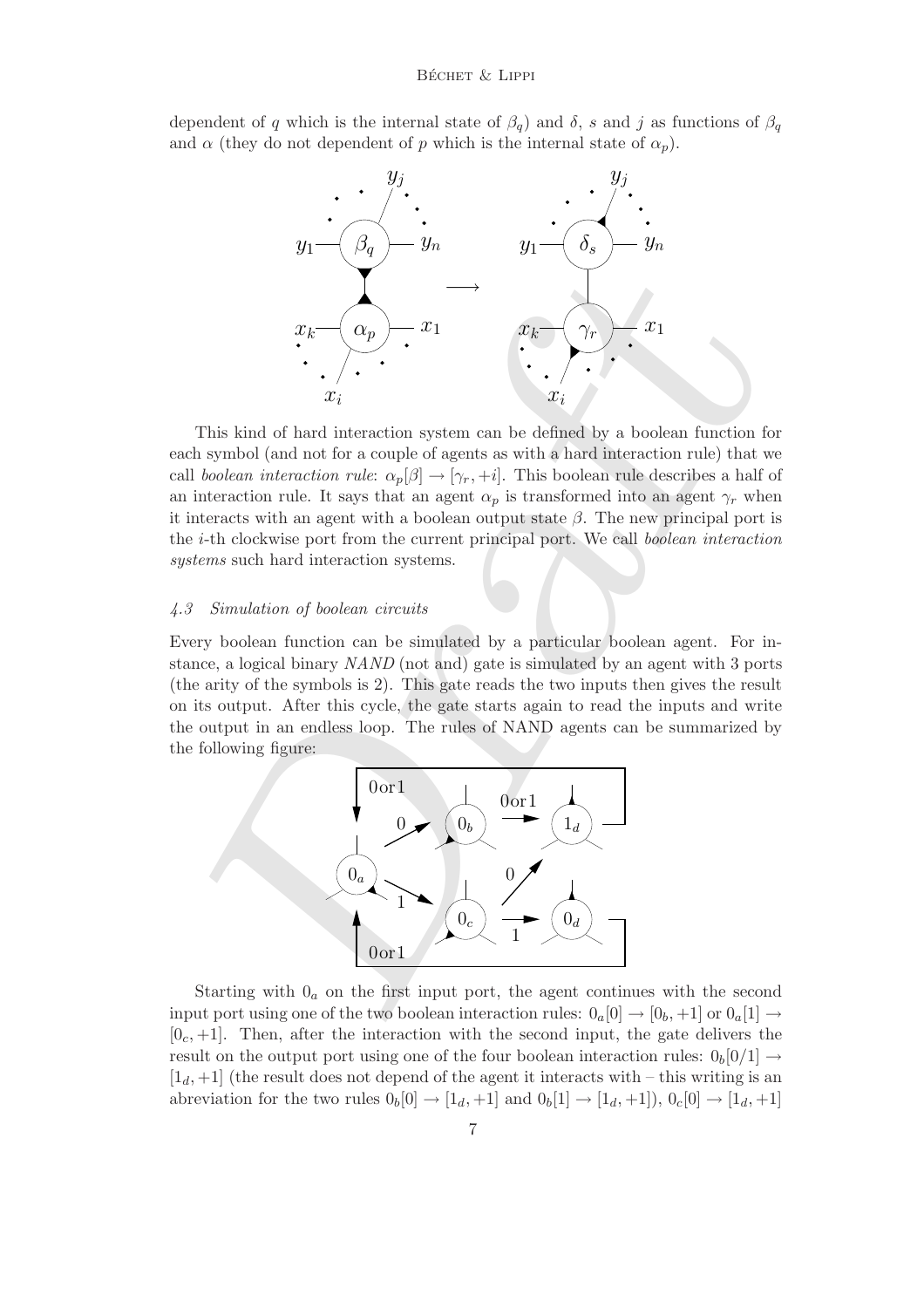dependent of $q$ which is the internal state of $\beta_q$) and $\delta$, $s$ and $j$ as functions of $\beta_q$ and $\alpha$ (they do not dependent of $p$ which is the internal state of $\alpha_p$).

This kind of hard interaction system can be defined by a boolean function for each symbol (and not for a couple of agents as with a hard interaction rule) that we call *boolean interaction rule*: $\alpha_p[\beta] \rightarrow [\gamma_r, +i]$. This boolean rule describes a half of an interaction rule. It says that an agent $\alpha_p$ is transformed into an agent $\gamma_r$ when it interacts with an agent with a boolean output state $\beta$. The new principal port is the $i$-th clockwise port from the current principal port. We call *boolean interaction systems* such hard interaction systems.

#### *4.3 Simulation of boolean circuits*

Every boolean function can be simulated by a particular boolean agent. For instance, a logical binary *NAND* (not and) gate is simulated by an agent with 3 ports (the arity of the symbols is 2). This gate reads the two inputs then gives the result on its output. After this cycle, the gate starts again to read the inputs and write the output in an endless loop. The rules of NAND agents can be summarized by the following figure:

Starting with $0_a$ on the first input port, the agent continues with the second input port using one of the two boolean interaction rules: $0_a[0] \rightarrow [0_b, +1]$ or $0_a[1] \rightarrow [0_c, +1]$. Then, after the interaction with the second input, the gate delivers the result on the output port using one of the four boolean interaction rules: $0_b[0/1] \rightarrow [1_d, +1]$ (the result does not depend of the agent it interacts with – this writing is an abreviation for the two rules $0_b[0] \rightarrow [1_d, +1]$ and $0_b[1] \rightarrow [1_d, +1]$), $0_c[0] \rightarrow [1_d, +1]$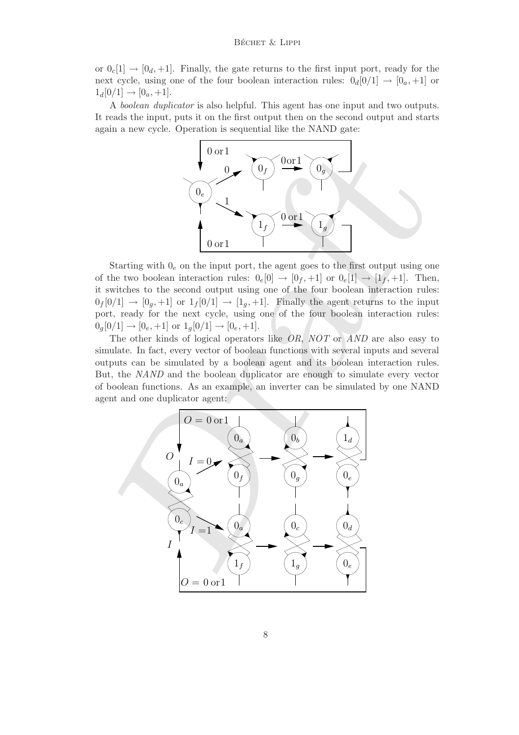or $0_c[1] \rightarrow [0_d, +1]$. Finally, the gate returns to the first input port, ready for the next cycle, using one of the four boolean interaction rules: $0_d[0/1] \rightarrow [0_a, +1]$ or $1_d[0/1] \rightarrow [0_a, +1]$.

A *boolean duplicator* is also helpful. This agent has one input and two outputs. It reads the input, puts it on the first output then on the second output and starts again a new cycle. Operation is sequential like the NAND gate:

Starting with $0_e$ on the input port, the agent goes to the first output using one of the two boolean interaction rules: $0_e[0] \rightarrow [0_f, +1]$ or $0_e[1] \rightarrow [1_f, +1]$. Then, it switches to the second output using one of the four boolean interaction rules: $0_f[0/1] \rightarrow [0_g, +1]$ or $1_f[0/1] \rightarrow [1_g, +1]$. Finally the agent returns to the input port, ready for the next cycle, using one of the four boolean interaction rules: $0_g[0/1] \rightarrow [0_e, +1]$ or $1_g[0/1] \rightarrow [0_e, +1]$.

The other kinds of logical operators like *OR*, *NOT* or *AND* are also easy to simulate. In fact, every vector of boolean functions with several inputs and several outputs can be simulated by a boolean agent and its boolean interaction rules. But, the *NAND* and the boolean duplicator are enough to simulate every vector of boolean functions. As an example, an inverter can be simulated by one NAND agent and one duplicator agent: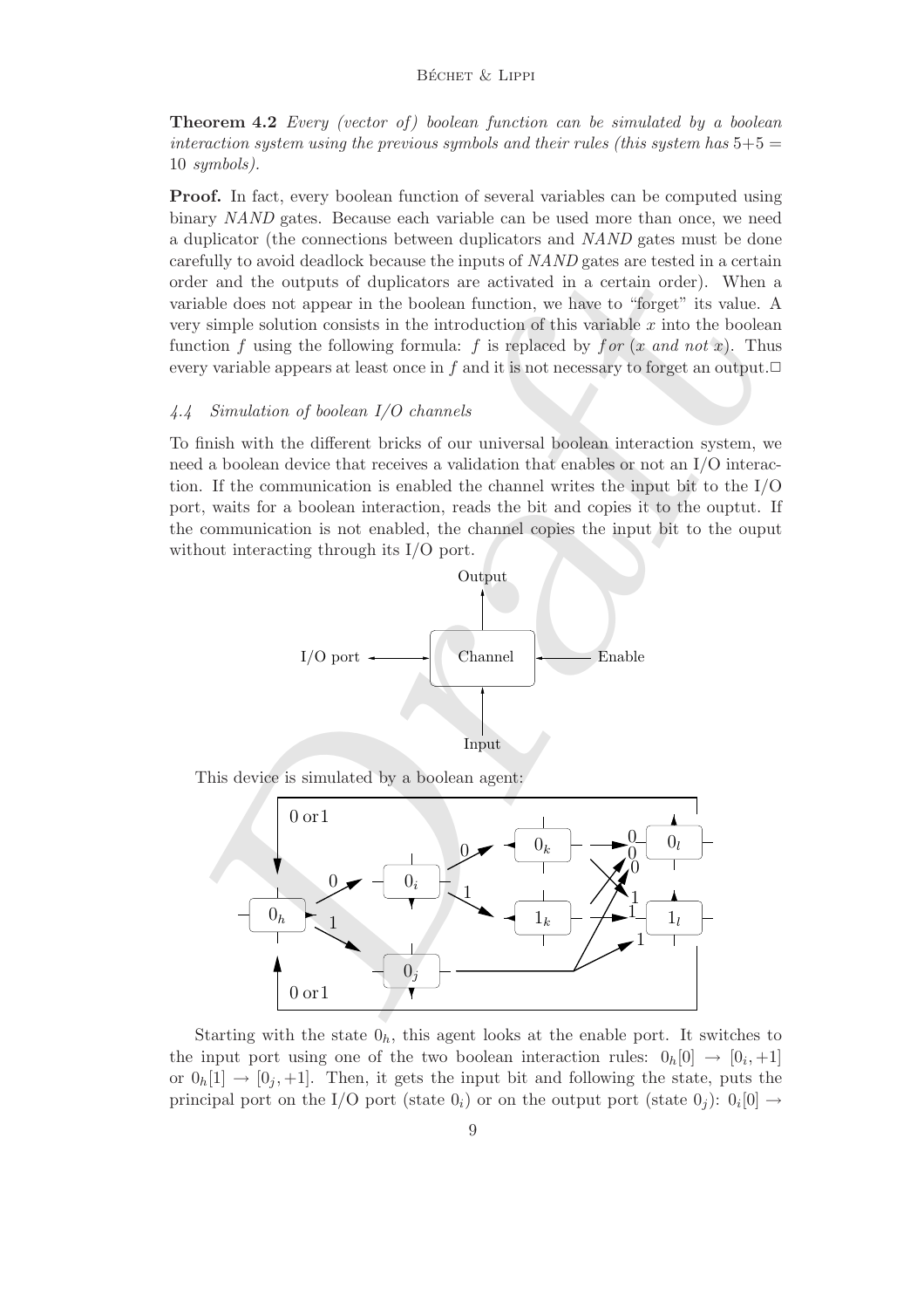**Theorem 4.2** *Every (vector of) boolean function can be simulated by a boolean interaction system using the previous symbols and their rules (this system has* $5+5 = 10$ *symbols).*

**Proof.** In fact, every boolean function of several variables can be computed using binary *NAND* gates. Because each variable can be used more than once, we need a duplicator (the connections between duplicators and *NAND* gates must be done carefully to avoid deadlock because the inputs of *NAND* gates are tested in a certain order and the outputs of duplicators are activated in a certain order). When a variable does not appear in the boolean function, we have to "forget" its value. A very simple solution consists in the introduction of this variable $x$ into the boolean function $f$ using the following formula: $f$ is replaced by $f$ *or* ($x$ *and not* $x$). Thus every variable appears at least once in $f$ and it is not necessary to forget an output.□

#### 4.4 Simulation of boolean I/O channels

To finish with the different bricks of our universal boolean interaction system, we need a boolean device that receives a validation that enables or not an I/O interaction. If the communication is enabled the channel writes the input bit to the I/O port, waits for a boolean interaction, reads the bit and copies it to the ouptut. If the communication is not enabled, the channel copies the input bit to the ouput without interacting through its I/O port.

This device is simulated by a boolean agent:

Starting with the state $0_h$, this agent looks at the enable port. It switches to the input port using one of the two boolean interaction rules: $0_h[0] \rightarrow [0_i, +1]$ or $0_h[1] \rightarrow [0_j, +1]$. Then, it gets the input bit and following the state, puts the principal port on the I/O port (state $0_i$) or on the output port (state $0_j$): $0_i[0] \rightarrow$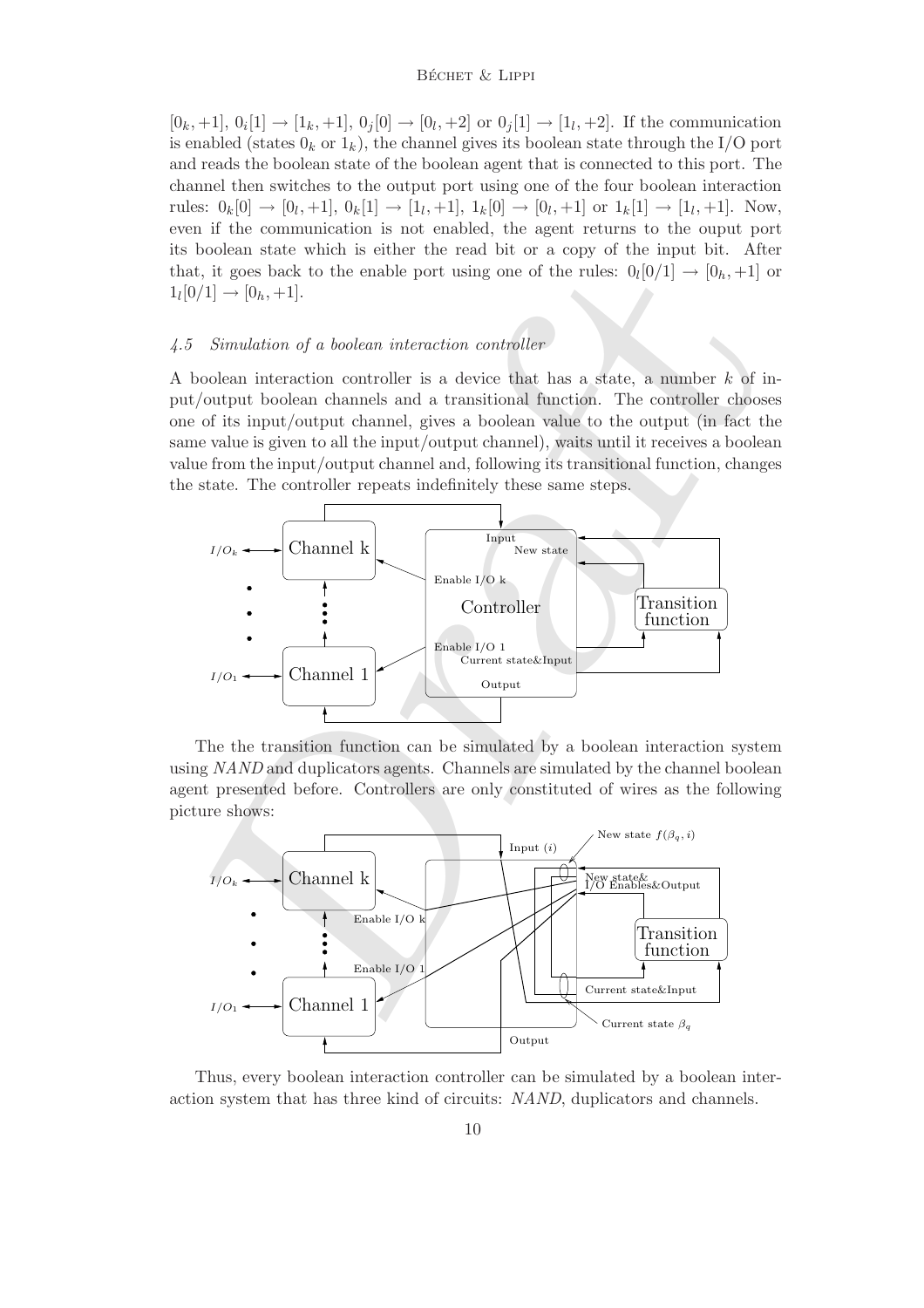$[0_k, +1]$, $0_i[1] \rightarrow [1_k, +1]$, $0_j[0] \rightarrow [0_l, +2]$ or $0_j[1] \rightarrow [1_l, +2]$. If the communication is enabled (states $0_k$ or $1_k$), the channel gives its boolean state through the I/O port and reads the boolean state of the boolean agent that is connected to this port. The channel then switches to the output port using one of the four boolean interaction rules: $0_k[0] \rightarrow [0_l, +1]$, $0_k[1] \rightarrow [1_l, +1]$, $1_k[0] \rightarrow [0_l, +1]$ or $1_k[1] \rightarrow [1_l, +1]$. Now, even if the communication is not enabled, the agent returns to the ouput port its boolean state which is either the read bit or a copy of the input bit. After that, it goes back to the enable port using one of the rules: $0_l[0/1] \rightarrow [0_h, +1]$ or $1_l[0/1] \rightarrow [0_h, +1]$.

### *4.5 Simulation of a boolean interaction controller*

A boolean interaction controller is a device that has a state, a number $k$ of input/output boolean channels and a transitional function. The controller chooses one of its input/output channel, gives a boolean value to the output (in fact the same value is given to all the input/output channel), waits until it receives a boolean value from the input/output channel and, following its transitional function, changes the state. The controller repeats indefinitely these same steps.

The the transition function can be simulated by a boolean interaction system using *NAND* and duplicators agents. Channels are simulated by the channel boolean agent presented before. Controllers are only constituted of wires as the following picture shows:

Thus, every boolean interaction controller can be simulated by a boolean interaction system that has three kind of circuits: *NAND*, duplicators and channels.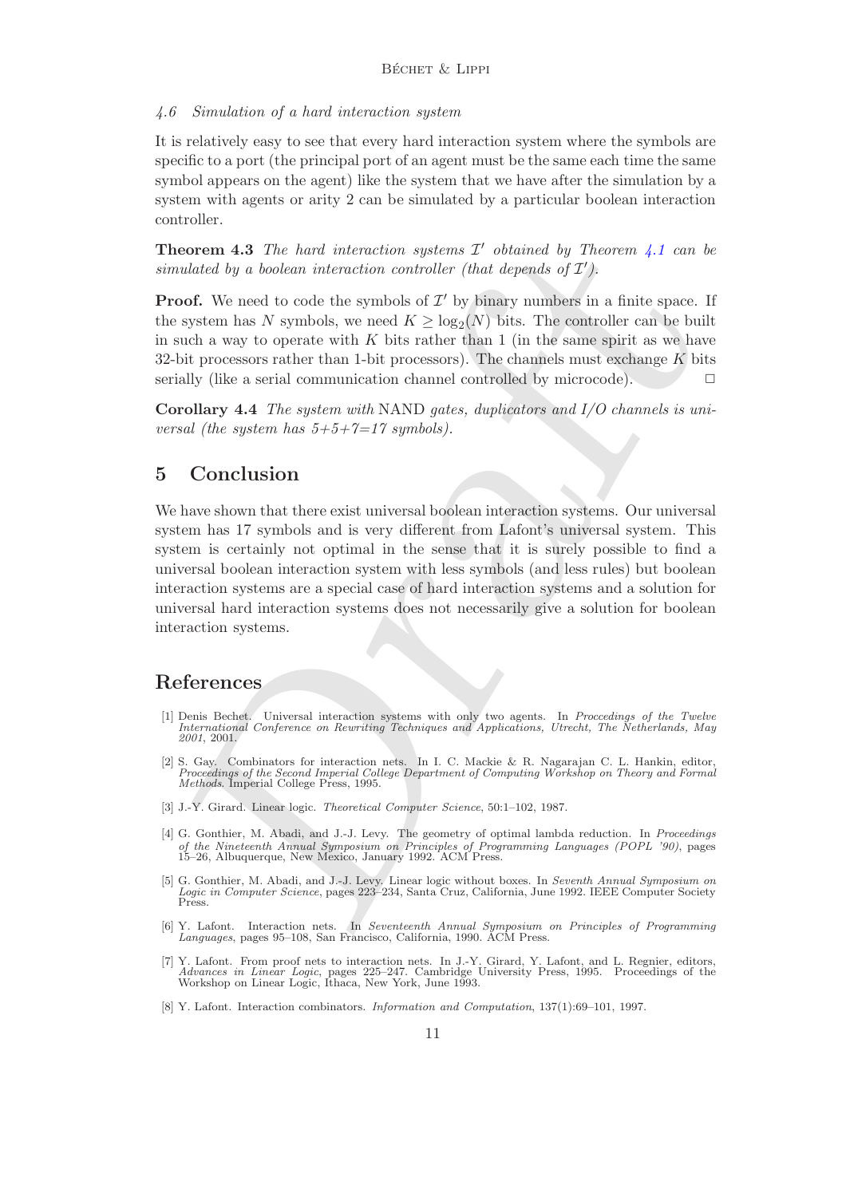### 4.6 Simulation of a hard interaction system

It is relatively easy to see that every hard interaction system where the symbols are specific to a port (the principal port of an agent must be the same each time the same symbol appears on the agent) like the system that we have after the simulation by a system with agents or arity 2 can be simulated by a particular boolean interaction controller.

**Theorem 4.3** *The hard interaction systems $\mathcal{I}'$ obtained by Theorem 4.1 can be simulated by a boolean interaction controller (that depends of $\mathcal{I}'$).*

**Proof.** We need to code the symbols of $\mathcal{I}'$ by binary numbers in a finite space. If the system has $N$ symbols, we need $K \geq \log_2(N)$ bits. The controller can be built in such a way to operate with $K$ bits rather than 1 (in the same spirit as we have 32-bit processors rather than 1-bit processors). The channels must exchange $K$ bits serially (like a serial communication channel controlled by microcode). □

**Corollary 4.4** *The system with* NAND *gates, duplicators and I/O channels is universal (the system has 5+5+7=17 symbols).*

## 5 Conclusion

We have shown that there exist universal boolean interaction systems. Our universal system has 17 symbols and is very different from Lafont's universal system. This system is certainly not optimal in the sense that it is surely possible to find a universal boolean interaction system with less symbols (and less rules) but boolean interaction systems are a special case of hard interaction systems and a solution for universal hard interaction systems does not necessarily give a solution for boolean interaction systems.

## References

[1] Denis Bechet. Universal interaction systems with only two agents. In *Proccedings of the Twelve International Conference on Rewriting Techniques and Applications, Utrecht, The Netherlands, May 2001*, 2001.

[2] S. Gay. Combinators for interaction nets. In I. C. Mackie & R. Nagarajan C. L. Hankin, editor, *Proceedings of the Second Imperial College Department of Computing Workshop on Theory and Formal Methods*. Imperial College Press, 1995.

[3] J.-Y. Girard. Linear logic. *Theoretical Computer Science*, 50:1–102, 1987.

[4] G. Gonthier, M. Abadi, and J.-J. Levy. The geometry of optimal lambda reduction. In *Proceedings of the Nineteenth Annual Symposium on Principles of Programming Languages (POPL '90)*, pages 15–26, Albuquerque, New Mexico, January 1992. ACM Press.

[5] G. Gonthier, M. Abadi, and J.-J. Levy. Linear logic without boxes. In *Seventh Annual Symposium on Logic in Computer Science*, pages 223–234, Santa Cruz, California, June 1992. IEEE Computer Society Press.

[6] Y. Lafont. Interaction nets. In *Seventeenth Annual Symposium on Principles of Programming Languages*, pages 95–108, San Francisco, California, 1990. ACM Press.

[7] Y. Lafont. From proof nets to interaction nets. In J.-Y. Girard, Y. Lafont, and L. Regnier, editors, *Advances in Linear Logic*, pages 225–247. Cambridge University Press, 1995. Proceedings of the Workshop on Linear Logic, Ithaca, New York, June 1993.

[8] Y. Lafont. Interaction combinators. *Information and Computation*, 137(1):69–101, 1997.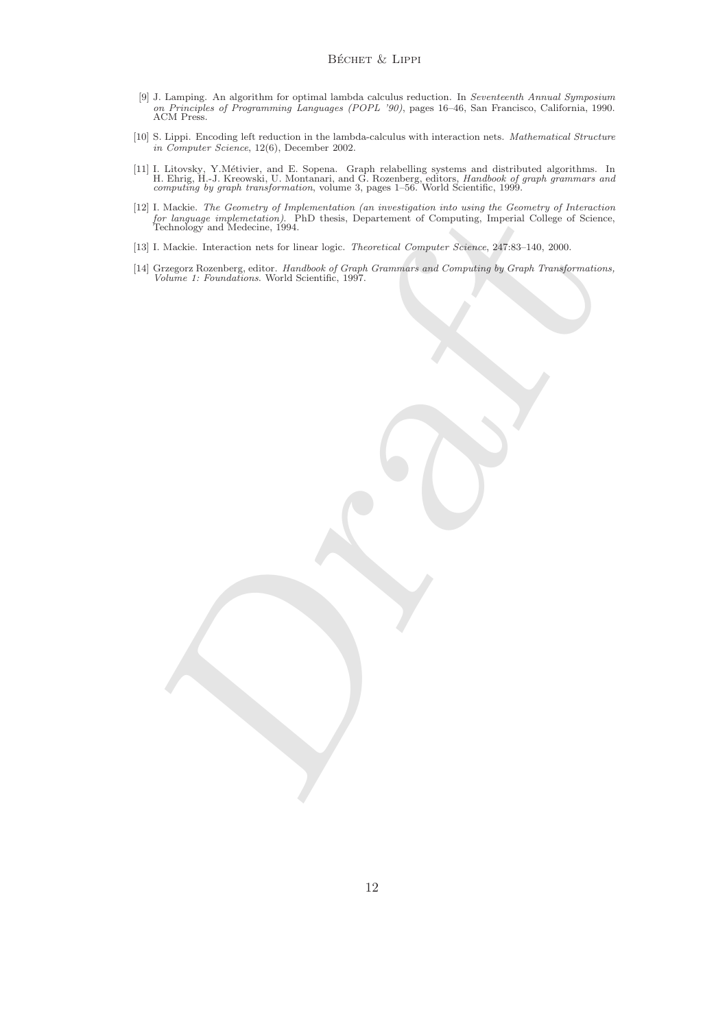[9] J. Lamping. An algorithm for optimal lambda calculus reduction. In *Seventeenth Annual Symposium on Principles of Programming Languages (POPL '90)*, pages 16–46, San Francisco, California, 1990. ACM Press.

[10] S. Lippi. Encoding left reduction in the lambda-calculus with interaction nets. *Mathematical Structure in Computer Science*, 12(6), December 2002.

[11] I. Litovsky, Y.Métivier, and E. Sopena. Graph relabelling systems and distributed algorithms. In H. Ehrig, H.-J. Kreowski, U. Montanari, and G. Rozenberg, editors, *Handbook of graph grammars and computing by graph transformation*, volume 3, pages 1–56. World Scientific, 1999.

[12] I. Mackie. *The Geometry of Implementation (an investigation into using the Geometry of Interaction for language implemetation)*. PhD thesis, Departement of Computing, Imperial College of Science, Technology and Medecine, 1994.

[13] I. Mackie. Interaction nets for linear logic. *Theoretical Computer Science*, 247:83–140, 2000.

[14] Grzegorz Rozenberg, editor. *Handbook of Graph Grammars and Computing by Graph Transformations, Volume 1: Foundations*. World Scientific, 1997.